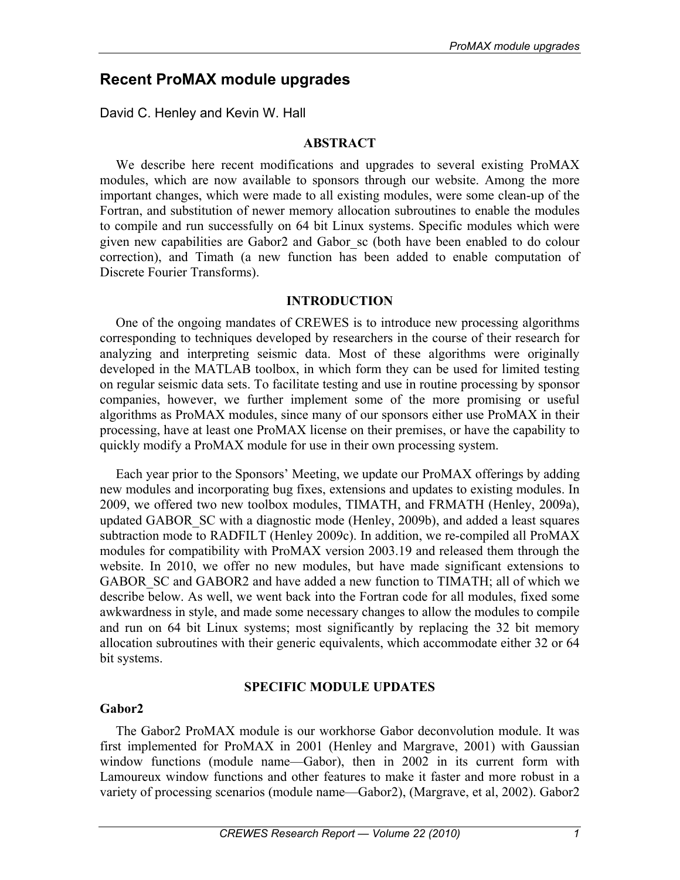# Recent ProMAX module upgrades

David C. Henley and Kevin W. Hall

## ABSTRACT

We describe here recent modifications and upgrades to several existing ProMAX modules, which are now available to sponsors through our website. Among the more important changes, which were made to all existing modules, were some clean-up of the Fortran, and substitution of newer memory allocation subroutines to enable the modules to compile and run successfully on 64 bit Linux systems. Specific modules which were given new capabilities are Gabor2 and Gabor_sc (both have been enabled to do colour correction), and Timath (a new function has been added to enable computation of Discrete Fourier Transforms).

## INTRODUCTION

One of the ongoing mandates of CREWES is to introduce new processing algorithms corresponding to techniques developed by researchers in the course of their research for analyzing and interpreting seismic data. Most of these algorithms were originally developed in the MATLAB toolbox, in which form they can be used for limited testing on regular seismic data sets. To facilitate testing and use in routine processing by sponsor companies, however, we further implement some of the more promising or useful algorithms as ProMAX modules, since many of our sponsors either use ProMAX in their processing, have at least one ProMAX license on their premises, or have the capability to quickly modify a ProMAX module for use in their own processing system.

Each year prior to the Sponsors' Meeting, we update our ProMAX offerings by adding new modules and incorporating bug fixes, extensions and updates to existing modules. In 2009, we offered two new toolbox modules, TIMATH, and FRMATH (Henley, 2009a), updated GABOR_SC with a diagnostic mode (Henley, 2009b), and added a least squares subtraction mode to RADFILT (Henley 2009c). In addition, we re-compiled all ProMAX modules for compatibility with ProMAX version 2003.19 and released them through the website. In 2010, we offer no new modules, but have made significant extensions to GABOR_SC and GABOR2 and have added a new function to TIMATH; all of which we describe below. As well, we went back into the Fortran code for all modules, fixed some awkwardness in style, and made some necessary changes to allow the modules to compile and run on 64 bit Linux systems; most significantly by replacing the 32 bit memory allocation subroutines with their generic equivalents, which accommodate either 32 or 64 bit systems.

## SPECIFIC MODULE UPDATES

### Gabor2

The Gabor2 ProMAX module is our workhorse Gabor deconvolution module. It was first implemented for ProMAX in 2001 (Henley and Margrave, 2001) with Gaussian window functions (module name—Gabor), then in 2002 in its current form with Lamoureux window functions and other features to make it faster and more robust in a variety of processing scenarios (module name—Gabor2), (Margrave, et al, 2002). Gabor2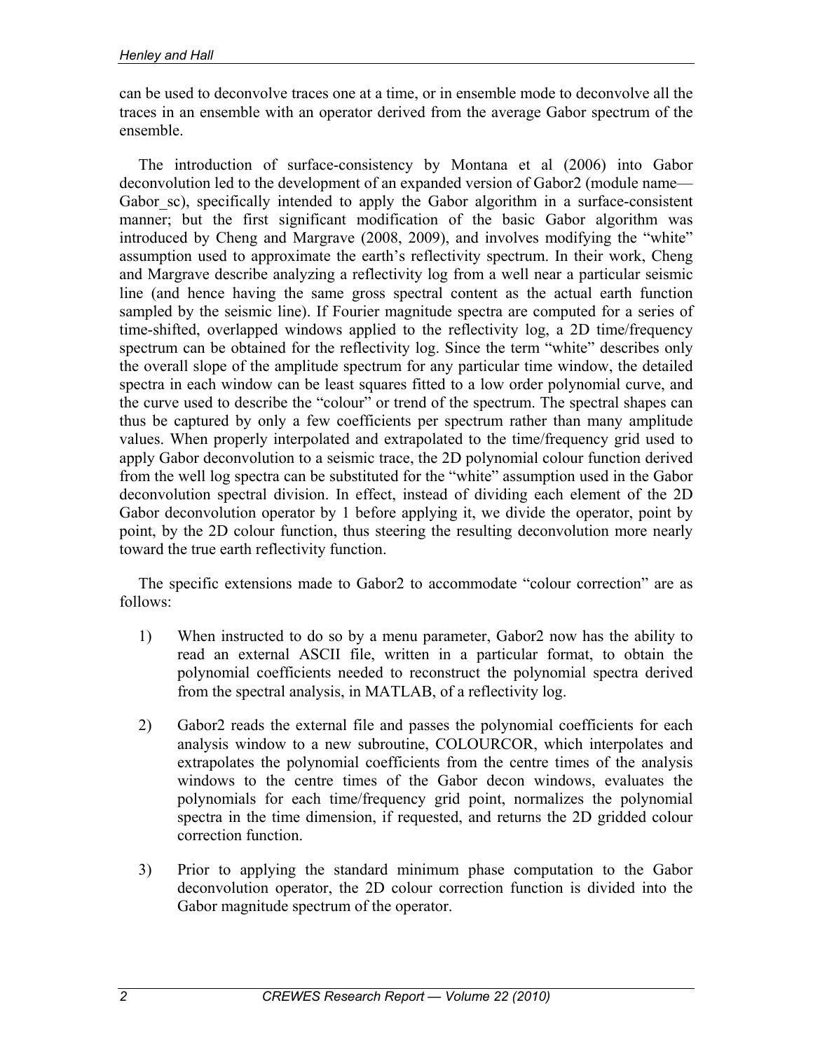can be used to deconvolve traces one at a time, or in ensemble mode to deconvolve all the traces in an ensemble with an operator derived from the average Gabor spectrum of the ensemble.

The introduction of surface-consistency by Montana et al (2006) into Gabor deconvolution led to the development of an expanded version of Gabor2 (module name—Gabor_sc), specifically intended to apply the Gabor algorithm in a surface-consistent manner; but the first significant modification of the basic Gabor algorithm was introduced by Cheng and Margrave (2008, 2009), and involves modifying the "white" assumption used to approximate the earth's reflectivity spectrum. In their work, Cheng and Margrave describe analyzing a reflectivity log from a well near a particular seismic line (and hence having the same gross spectral content as the actual earth function sampled by the seismic line). If Fourier magnitude spectra are computed for a series of time-shifted, overlapped windows applied to the reflectivity log, a 2D time/frequency spectrum can be obtained for the reflectivity log. Since the term "white" describes only the overall slope of the amplitude spectrum for any particular time window, the detailed spectra in each window can be least squares fitted to a low order polynomial curve, and the curve used to describe the "colour" or trend of the spectrum. The spectral shapes can thus be captured by only a few coefficients per spectrum rather than many amplitude values. When properly interpolated and extrapolated to the time/frequency grid used to apply Gabor deconvolution to a seismic trace, the 2D polynomial colour function derived from the well log spectra can be substituted for the "white" assumption used in the Gabor deconvolution spectral division. In effect, instead of dividing each element of the 2D Gabor deconvolution operator by 1 before applying it, we divide the operator, point by point, by the 2D colour function, thus steering the resulting deconvolution more nearly toward the true earth reflectivity function.

The specific extensions made to Gabor2 to accommodate "colour correction" are as follows:

1) When instructed to do so by a menu parameter, Gabor2 now has the ability to read an external ASCII file, written in a particular format, to obtain the polynomial coefficients needed to reconstruct the polynomial spectra derived from the spectral analysis, in MATLAB, of a reflectivity log.

2) Gabor2 reads the external file and passes the polynomial coefficients for each analysis window to a new subroutine, COLOURCOR, which interpolates and extrapolates the polynomial coefficients from the centre times of the analysis windows to the centre times of the Gabor decon windows, evaluates the polynomials for each time/frequency grid point, normalizes the polynomial spectra in the time dimension, if requested, and returns the 2D gridded colour correction function.

3) Prior to applying the standard minimum phase computation to the Gabor deconvolution operator, the 2D colour correction function is divided into the Gabor magnitude spectrum of the operator.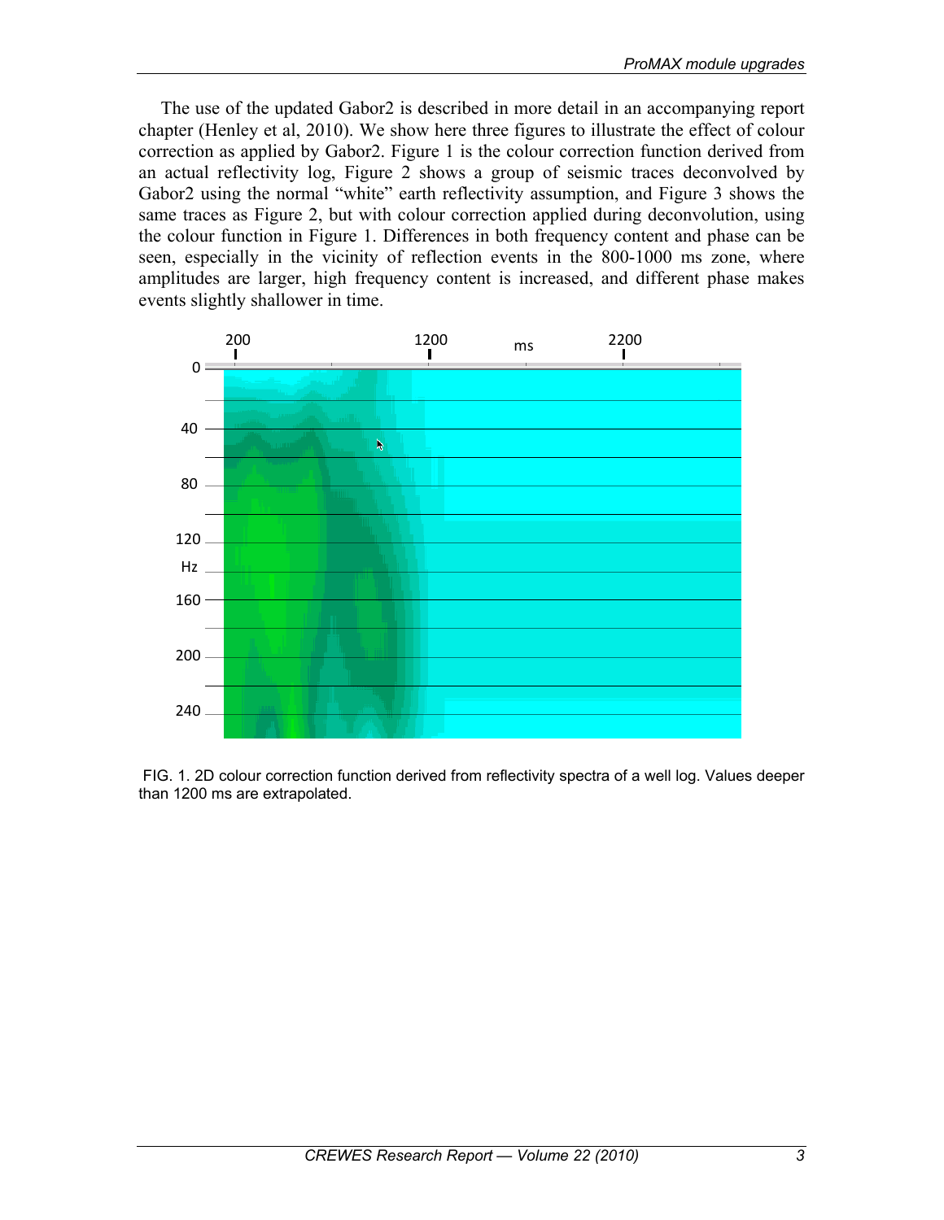The use of the updated Gabor2 is described in more detail in an accompanying report chapter (Henley et al, 2010). We show here three figures to illustrate the effect of colour correction as applied by Gabor2. Figure 1 is the colour correction function derived from an actual reflectivity log, Figure 2 shows a group of seismic traces deconvolved by Gabor2 using the normal "white" earth reflectivity assumption, and Figure 3 shows the same traces as Figure 2, but with colour correction applied during deconvolution, using the colour function in Figure 1. Differences in both frequency content and phase can be seen, especially in the vicinity of reflection events in the 800-1000 ms zone, where amplitudes are larger, high frequency content is increased, and different phase makes events slightly shallower in time.

FIG. 1. 2D colour correction function derived from reflectivity spectra of a well log. Values deeper than 1200 ms are extrapolated.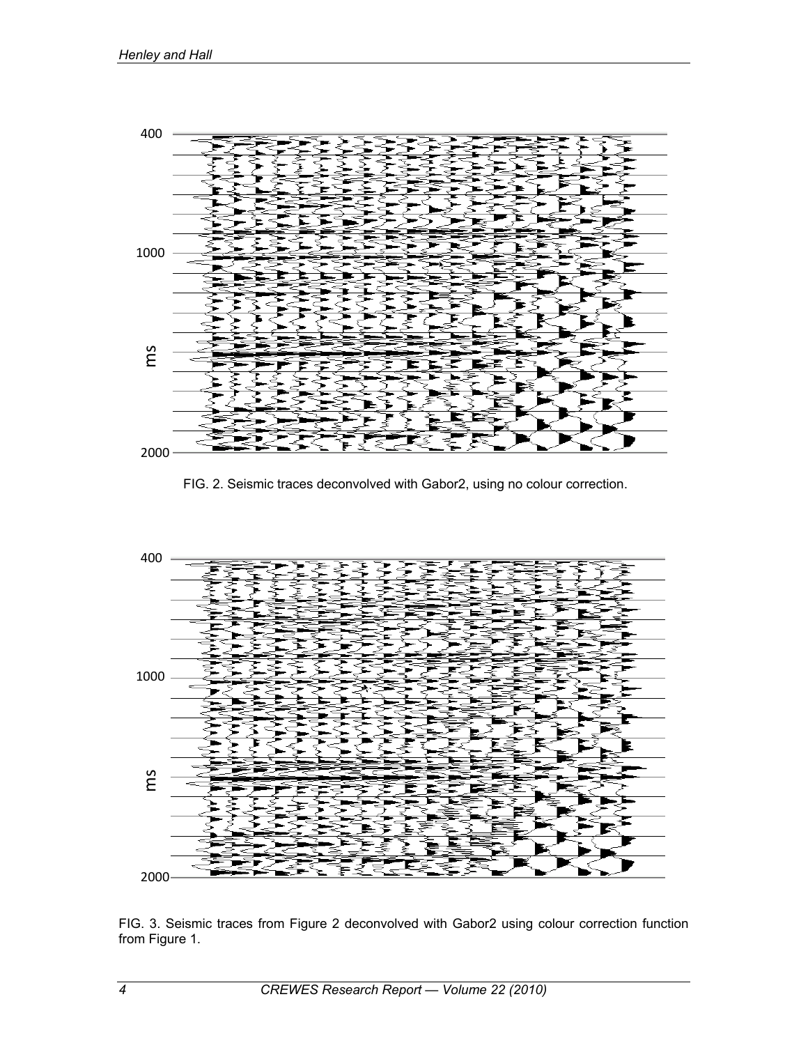FIG. 2. Seismic traces deconvolved with Gabor2, using no colour correction.

FIG. 3. Seismic traces from Figure 2 deconvolved with Gabor2 using colour correction function from Figure 1.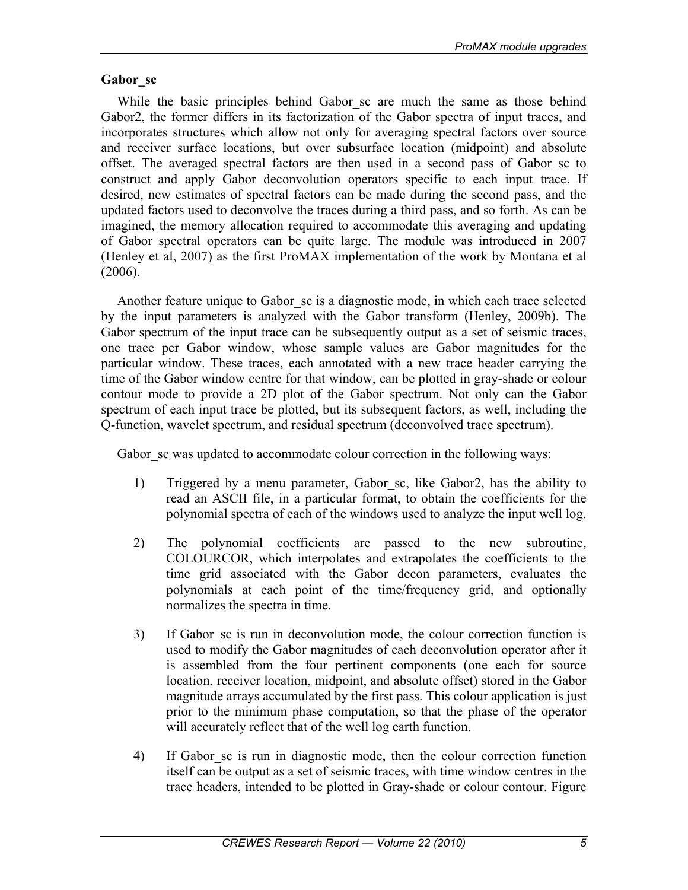### Gabor_sc

While the basic principles behind Gabor_sc are much the same as those behind Gabor2, the former differs in its factorization of the Gabor spectra of input traces, and incorporates structures which allow not only for averaging spectral factors over source and receiver surface locations, but over subsurface location (midpoint) and absolute offset. The averaged spectral factors are then used in a second pass of Gabor_sc to construct and apply Gabor deconvolution operators specific to each input trace. If desired, new estimates of spectral factors can be made during the second pass, and the updated factors used to deconvolve the traces during a third pass, and so forth. As can be imagined, the memory allocation required to accommodate this averaging and updating of Gabor spectral operators can be quite large. The module was introduced in 2007 (Henley et al, 2007) as the first ProMAX implementation of the work by Montana et al (2006).

Another feature unique to Gabor_sc is a diagnostic mode, in which each trace selected by the input parameters is analyzed with the Gabor transform (Henley, 2009b). The Gabor spectrum of the input trace can be subsequently output as a set of seismic traces, one trace per Gabor window, whose sample values are Gabor magnitudes for the particular window. These traces, each annotated with a new trace header carrying the time of the Gabor window centre for that window, can be plotted in gray-shade or colour contour mode to provide a 2D plot of the Gabor spectrum. Not only can the Gabor spectrum of each input trace be plotted, but its subsequent factors, as well, including the Q-function, wavelet spectrum, and residual spectrum (deconvolved trace spectrum).

Gabor_sc was updated to accommodate colour correction in the following ways:

1) Triggered by a menu parameter, Gabor_sc, like Gabor2, has the ability to read an ASCII file, in a particular format, to obtain the coefficients for the polynomial spectra of each of the windows used to analyze the input well log.

2) The polynomial coefficients are passed to the new subroutine, COLOURCOR, which interpolates and extrapolates the coefficients to the time grid associated with the Gabor decon parameters, evaluates the polynomials at each point of the time/frequency grid, and optionally normalizes the spectra in time.

3) If Gabor_sc is run in deconvolution mode, the colour correction function is used to modify the Gabor magnitudes of each deconvolution operator after it is assembled from the four pertinent components (one each for source location, receiver location, midpoint, and absolute offset) stored in the Gabor magnitude arrays accumulated by the first pass. This colour application is just prior to the minimum phase computation, so that the phase of the operator will accurately reflect that of the well log earth function.

4) If Gabor_sc is run in diagnostic mode, then the colour correction function itself can be output as a set of seismic traces, with time window centres in the trace headers, intended to be plotted in Gray-shade or colour contour. Figure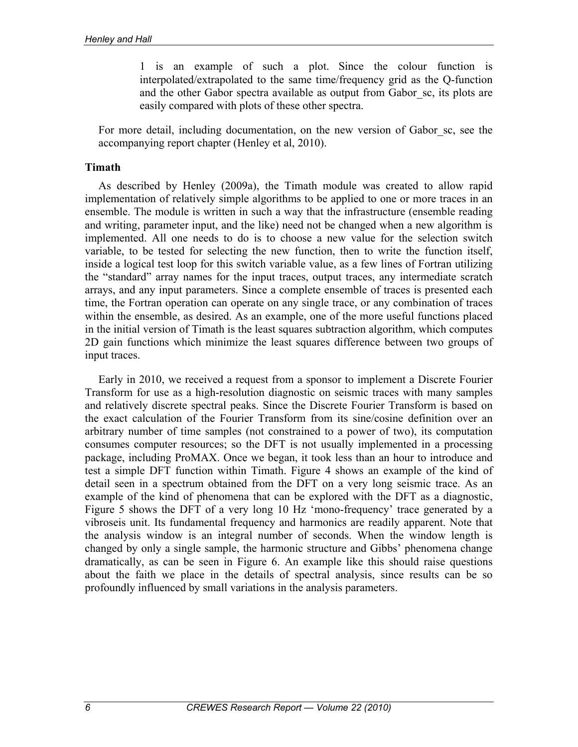1 is an example of such a plot. Since the colour function is interpolated/extrapolated to the same time/frequency grid as the Q-function and the other Gabor spectra available as output from Gabor_sc, its plots are easily compared with plots of these other spectra.

For more detail, including documentation, on the new version of Gabor_sc, see the accompanying report chapter (Henley et al, 2010).

### Timath

As described by Henley (2009a), the Timath module was created to allow rapid implementation of relatively simple algorithms to be applied to one or more traces in an ensemble. The module is written in such a way that the infrastructure (ensemble reading and writing, parameter input, and the like) need not be changed when a new algorithm is implemented. All one needs to do is to choose a new value for the selection switch variable, to be tested for selecting the new function, then to write the function itself, inside a logical test loop for this switch variable value, as a few lines of Fortran utilizing the "standard" array names for the input traces, output traces, any intermediate scratch arrays, and any input parameters. Since a complete ensemble of traces is presented each time, the Fortran operation can operate on any single trace, or any combination of traces within the ensemble, as desired. As an example, one of the more useful functions placed in the initial version of Timath is the least squares subtraction algorithm, which computes 2D gain functions which minimize the least squares difference between two groups of input traces.

Early in 2010, we received a request from a sponsor to implement a Discrete Fourier Transform for use as a high-resolution diagnostic on seismic traces with many samples and relatively discrete spectral peaks. Since the Discrete Fourier Transform is based on the exact calculation of the Fourier Transform from its sine/cosine definition over an arbitrary number of time samples (not constrained to a power of two), its computation consumes computer resources; so the DFT is not usually implemented in a processing package, including ProMAX. Once we began, it took less than an hour to introduce and test a simple DFT function within Timath. Figure 4 shows an example of the kind of detail seen in a spectrum obtained from the DFT on a very long seismic trace. As an example of the kind of phenomena that can be explored with the DFT as a diagnostic, Figure 5 shows the DFT of a very long 10 Hz 'mono-frequency' trace generated by a vibroseis unit. Its fundamental frequency and harmonics are readily apparent. Note that the analysis window is an integral number of seconds. When the window length is changed by only a single sample, the harmonic structure and Gibbs' phenomena change dramatically, as can be seen in Figure 6. An example like this should raise questions about the faith we place in the details of spectral analysis, since results can be so profoundly influenced by small variations in the analysis parameters.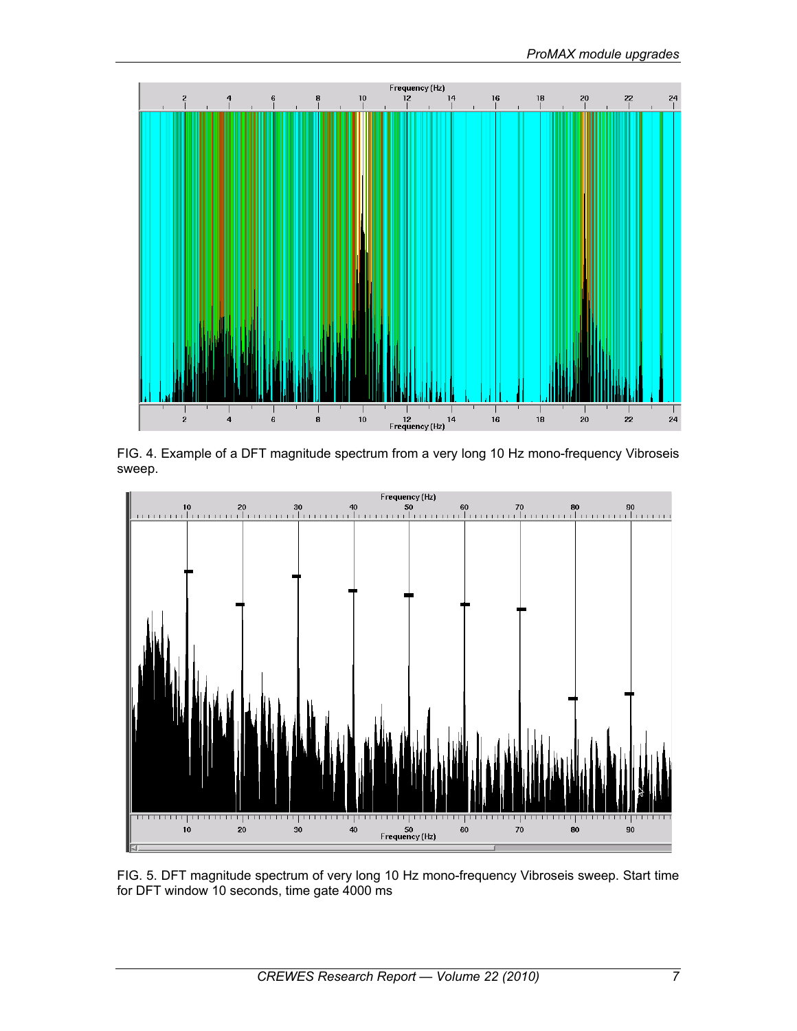FIG. 4. Example of a DFT magnitude spectrum from a very long 10 Hz mono-frequency Vibroseis sweep.

FIG. 5. DFT magnitude spectrum of very long 10 Hz mono-frequency Vibroseis sweep. Start time for DFT window 10 seconds, time gate 4000 ms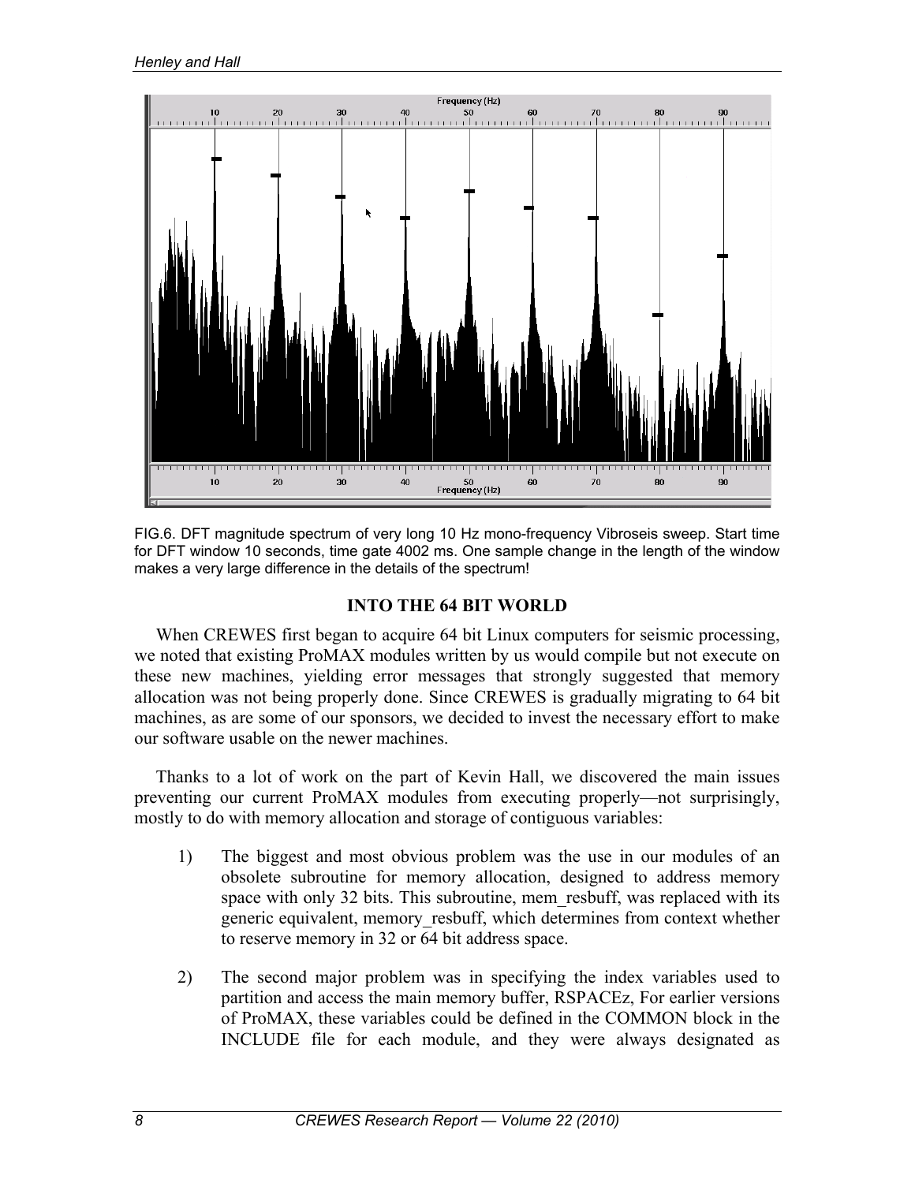FIG.6. DFT magnitude spectrum of very long 10 Hz mono-frequency Vibroseis sweep. Start time for DFT window 10 seconds, time gate 4002 ms. One sample change in the length of the window makes a very large difference in the details of the spectrum!

## INTO THE 64 BIT WORLD

When CREWES first began to acquire 64 bit Linux computers for seismic processing, we noted that existing ProMAX modules written by us would compile but not execute on these new machines, yielding error messages that strongly suggested that memory allocation was not being properly done. Since CREWES is gradually migrating to 64 bit machines, as are some of our sponsors, we decided to invest the necessary effort to make our software usable on the newer machines.

Thanks to a lot of work on the part of Kevin Hall, we discovered the main issues preventing our current ProMAX modules from executing properly—not surprisingly, mostly to do with memory allocation and storage of contiguous variables:

1) The biggest and most obvious problem was the use in our modules of an obsolete subroutine for memory allocation, designed to address memory space with only 32 bits. This subroutine, mem_resbuff, was replaced with its generic equivalent, memory_resbuff, which determines from context whether to reserve memory in 32 or 64 bit address space.

2) The second major problem was in specifying the index variables used to partition and access the main memory buffer, RSPACEz, For earlier versions of ProMAX, these variables could be defined in the COMMON block in the INCLUDE file for each module, and they were always designated as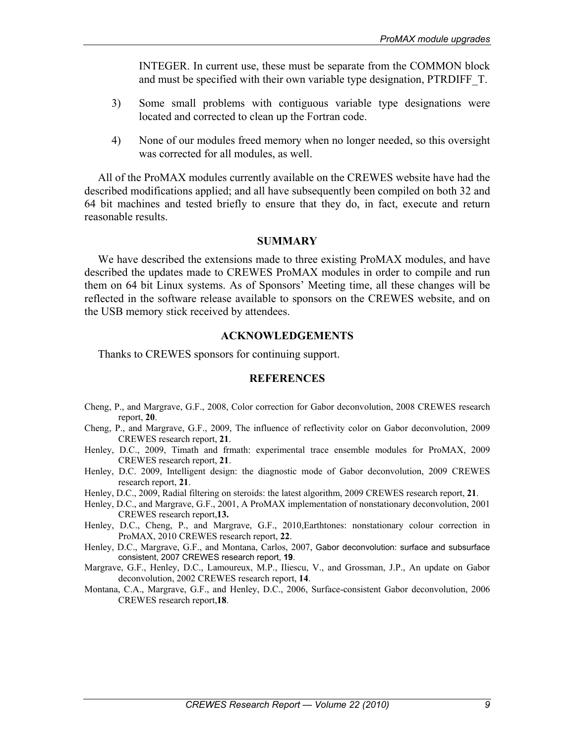INTEGER. In current use, these must be separate from the COMMON block and must be specified with their own variable type designation, PTRDIFF_T.

3) Some small problems with contiguous variable type designations were located and corrected to clean up the Fortran code.

4) None of our modules freed memory when no longer needed, so this oversight was corrected for all modules, as well.

All of the ProMAX modules currently available on the CREWES website have had the described modifications applied; and all have subsequently been compiled on both 32 and 64 bit machines and tested briefly to ensure that they do, in fact, execute and return reasonable results.

## SUMMARY

We have described the extensions made to three existing ProMAX modules, and have described the updates made to CREWES ProMAX modules in order to compile and run them on 64 bit Linux systems. As of Sponsors' Meeting time, all these changes will be reflected in the software release available to sponsors on the CREWES website, and on the USB memory stick received by attendees.

## ACKNOWLEDGEMENTS

Thanks to CREWES sponsors for continuing support.

## REFERENCES

Cheng, P., and Margrave, G.F., 2008, Color correction for Gabor deconvolution, 2008 CREWES research report, **20**.

Cheng, P., and Margrave, G.F., 2009, The influence of reflectivity color on Gabor deconvolution, 2009 CREWES research report, **21**.

Henley, D.C., 2009, Timath and frmath: experimental trace ensemble modules for ProMAX, 2009 CREWES research report, **21**.

Henley, D.C. 2009, Intelligent design: the diagnostic mode of Gabor deconvolution, 2009 CREWES research report, **21**.

Henley, D.C., 2009, Radial filtering on steroids: the latest algorithm, 2009 CREWES research report, **21**.

Henley, D.C., and Margrave, G.F., 2001, A ProMAX implementation of nonstationary deconvolution, 2001 CREWES research report,**13.**

Henley, D.C., Cheng, P., and Margrave, G.F., 2010,Earthtones: nonstationary colour correction in ProMAX, 2010 CREWES research report, **22**.

Henley, D.C., Margrave, G.F., and Montana, Carlos, 2007, Gabor deconvolution: surface and subsurface consistent, 2007 CREWES research report, **19**.

Margrave, G.F., Henley, D.C., Lamoureux, M.P., Iliescu, V., and Grossman, J.P., An update on Gabor deconvolution, 2002 CREWES research report, **14**.

Montana, C.A., Margrave, G.F., and Henley, D.C., 2006, Surface-consistent Gabor deconvolution, 2006 CREWES research report,**18**.